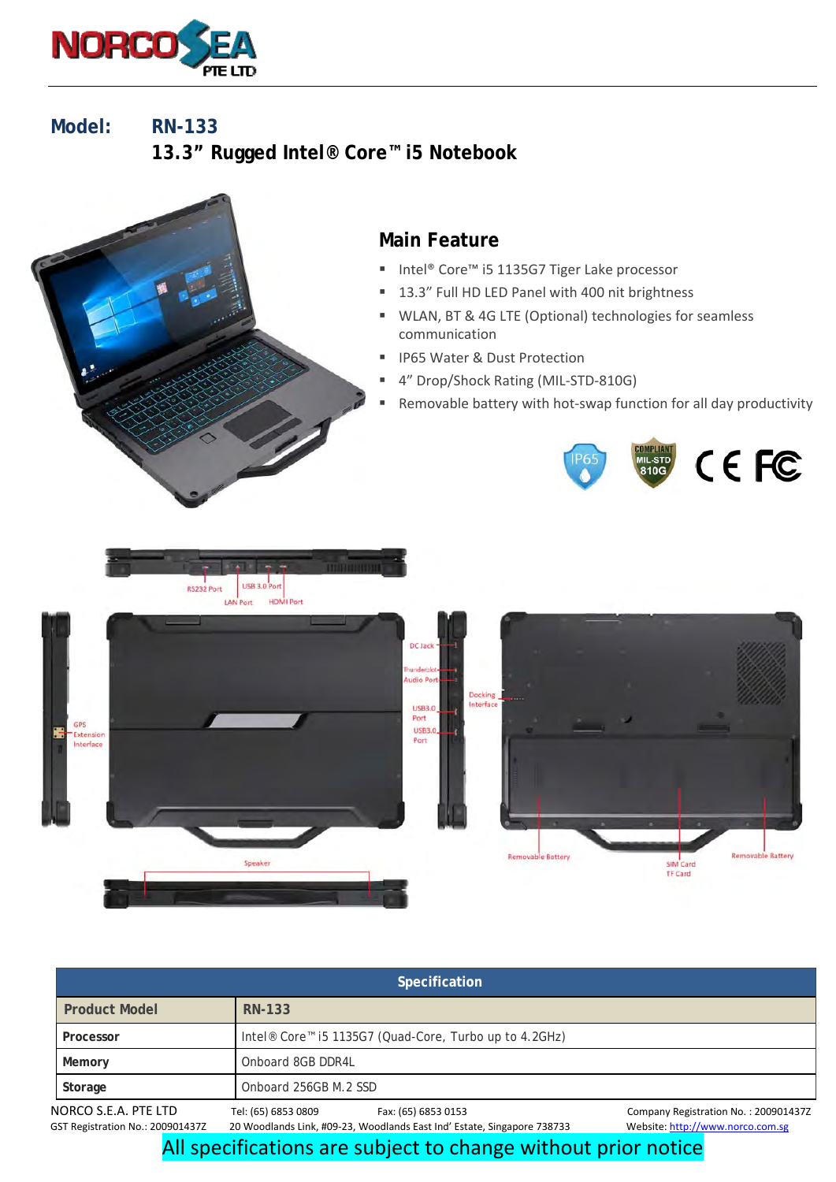**Model: RN-133**

## 13.3" Rugged Intel® Core™ i5 Notebook

### Main Feature

- Intel® Core™ i5 1135G7 Tiger Lake processor
- 13.3" Full HD LED Panel with 400 nit brightness
- WLAN, BT & 4G LTE (Optional) technologies for seamless communication
- IP65 Water & Dust Protection
- 4" Drop/Shock Rating (MIL-STD-810G)
- Removable battery with hot-swap function for all day productivity

RS232 Port, USB 3.0 Port, LAN Port, HDMI Port, DC Jack, Thunderbolt, Audio Port, USB3.0 Port, USB3.0 Port, Docking Interface, GPS Extension Interface, Speaker, Removable Battery, SIM Card, TF Card, Removable Battery

| Specification | |
|---|---|
| **Product Model** | **RN-133** |
| **Processor** | Intel® Core™ i5 1135G7 (Quad-Core, Turbo up to 4.2GHz) |
| **Memory** | Onboard 8GB DDR4L |
| **Storage** | Onboard 256GB M.2 SSD |

NORCO S.E.A. PTE LTD | Tel: (65) 6853 0809 | Fax: (65) 6853 0153 | Company Registration No. : 200901437Z
GST Registration No.: 200901437Z | 20 Woodlands Link, #09-23, Woodlands East Ind' Estate, Singapore 738733 | Website: http://www.norco.com.sg

All specifications are subject to change without prior notice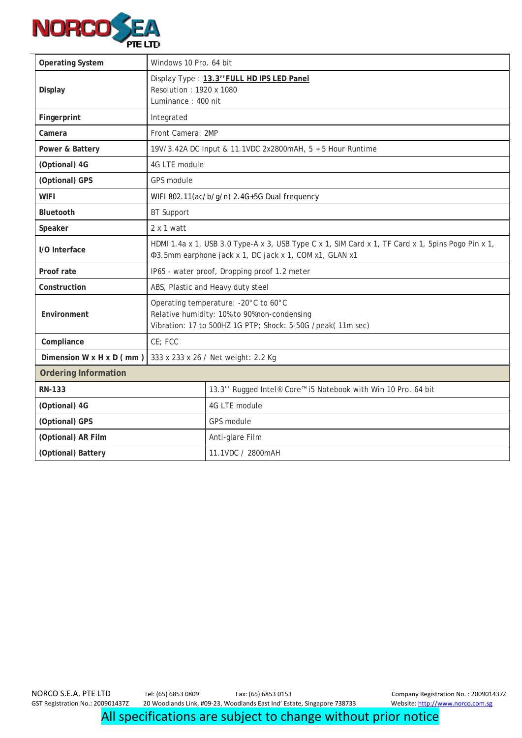| | |
|---|---|
| **Operating System** | Windows 10 Pro. 64 bit |
| **Display** | Display Type : **13.3''FULL HD IPS LED Panel**<br>Resolution : 1920 x 1080<br>Luminance : 400 nit |
| **Fingerprint** | Integrated |
| **Camera** | Front Camera: 2MP |
| **Power & Battery** | 19V/3.42A DC Input & 11.1VDC 2x2800mAH, 5 +5 Hour Runtime |
| **(Optional) 4G** | 4G LTE module |
| **(Optional) GPS** | GPS module |
| **WIFI** | WIFI 802.11(ac/b/g/n) 2.4G+5G Dual frequency |
| **Bluetooth** | BT Support |
| **Speaker** | 2 x 1 watt |
| **I/O Interface** | HDMI 1.4a x 1, USB 3.0 Type-A x 3, USB Type C x 1, SIM Card x 1, TF Card x 1, 5pins Pogo Pin x 1, Φ3.5mm earphone jack x 1, DC jack x 1, COM x1, GLAN x1 |
| **Proof rate** | IP65 - water proof, Dropping proof 1.2 meter |
| **Construction** | ABS, Plastic and Heavy duty steel |
| **Environment** | Operating temperature: -20°C to 60°C<br>Relative humidity: 10% to 90% non-condensing<br>Vibration: 17 to 500HZ 1G PTP; Shock: 5-50G / peak( 11m sec) |
| **Compliance** | CE; FCC |
| **Dimension W x H x D ( mm )** | 333 x 233 x 26 / Net weight: 2.2 Kg |

## Ordering Information

| | |
|---|---|
| **RN-133** | 13.3'' Rugged Intel® Core™ i5 Notebook with Win 10 Pro. 64 bit |
| **(Optional) 4G** | 4G LTE module |
| **(Optional) GPS** | GPS module |
| **(Optional) AR Film** | Anti-glare Film |
| **(Optional) Battery** | 11.1VDC / 2800mAH |

NORCO S.E.A. PTE LTD Tel: (65) 6853 0809 Fax: (65) 6853 0153 Company Registration No. : 200901437Z
GST Registration No.: 200901437Z 20 Woodlands Link, #09-23, Woodlands East Ind' Estate, Singapore 738733 Website: http://www.norco.com.sg

All specifications are subject to change without prior notice